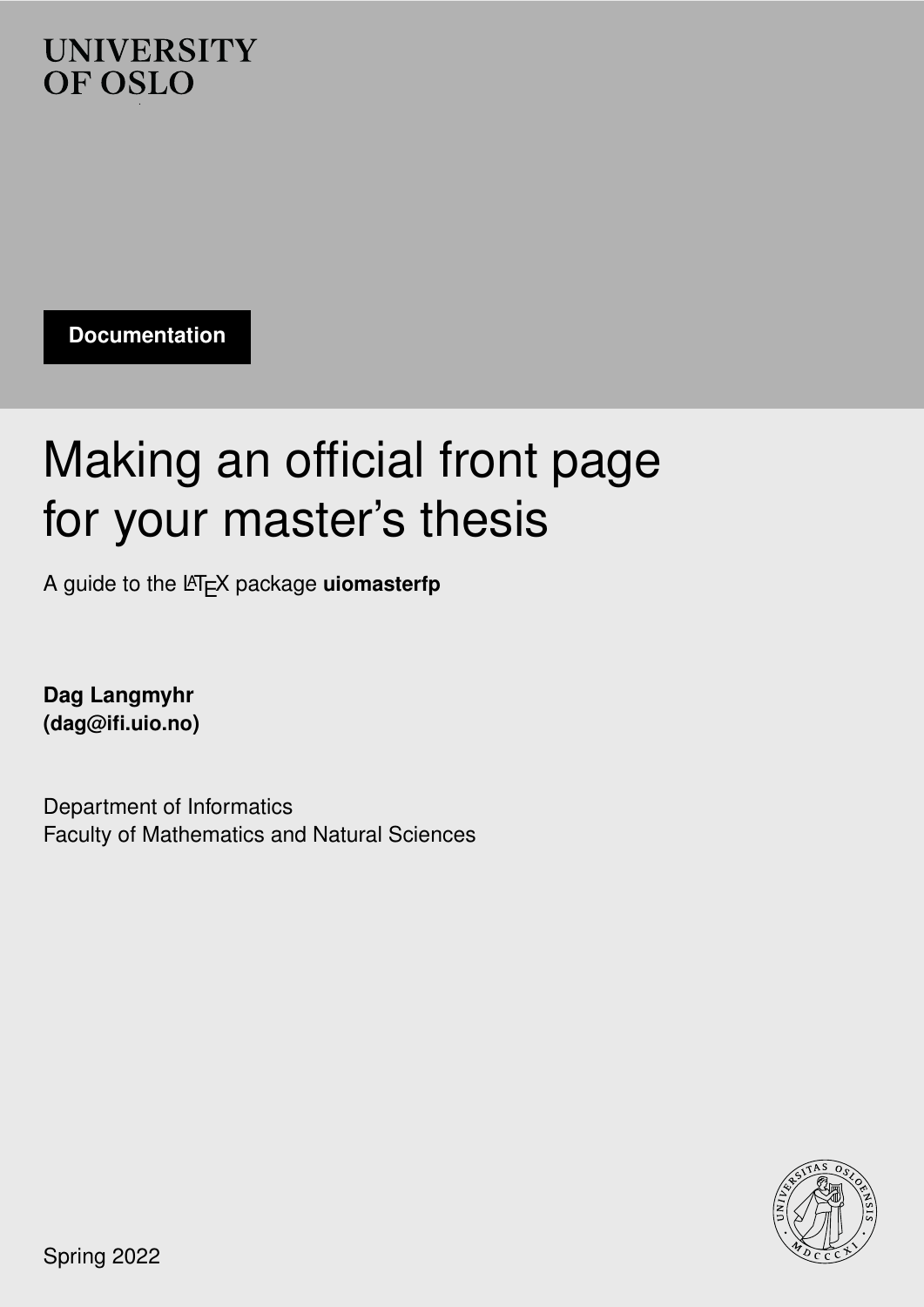UNIVERSITY
OF OSLO

**Documentation**

# Making an official front page for your master's thesis

A guide to the LaTeX package **uiomasterfp**

**Dag Langmyhr**
**(dag@ifi.uio.no)**

Department of Informatics
Faculty of Mathematics and Natural Sciences

Spring 2022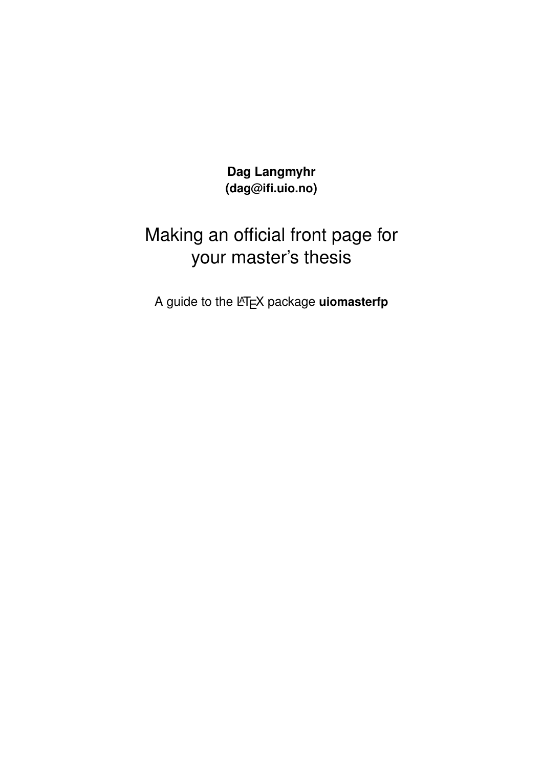**Dag Langmyhr**
**(dag@ifi.uio.no)**

# Making an official front page for your master's thesis

A guide to the LaTeX package **uiomasterfp**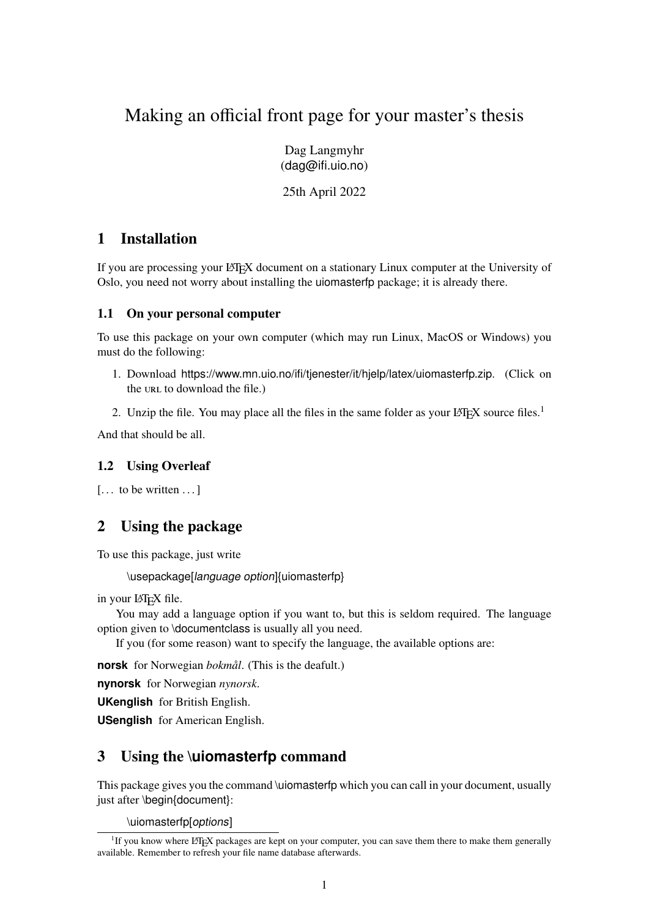# Making an official front page for your master's thesis

Dag Langmyhr
(dag@ifi.uio.no)

25th April 2022

## 1 Installation

If you are processing your LaTeX document on a stationary Linux computer at the University of Oslo, you need not worry about installing the uiomasterfp package; it is already there.

### 1.1 On your personal computer

To use this package on your own computer (which may run Linux, MacOS or Windows) you must do the following:

1. Download https://www.mn.uio.no/ifi/tjenester/it/hjelp/latex/uiomasterfp.zip. (Click on the URL to download the file.)
2. Unzip the file. You may place all the files in the same folder as your LaTeX source files.[1]

And that should be all.

### 1.2 Using Overleaf

[... to be written ...]

## 2 Using the package

To use this package, just write

```
\usepackage[language option]{uiomasterfp}
```

in your LaTeX file.

You may add a language option if you want to, but this is seldom required. The language option given to \documentclass is usually all you need.

If you (for some reason) want to specify the language, the available options are:

**norsk** for Norwegian *bokmål*. (This is the deafult.)

**nynorsk** for Norwegian *nynorsk*.

**UKenglish** for British English.

**USenglish** for American English.

## 3 Using the \uiomasterfp command

This package gives you the command \uiomasterfp which you can call in your document, usually just after \begin{document}:

```
\uiomasterfp[options]
```

[1] If you know where LaTeX packages are kept on your computer, you can save them there to make them generally available. Remember to refresh your file name database afterwards.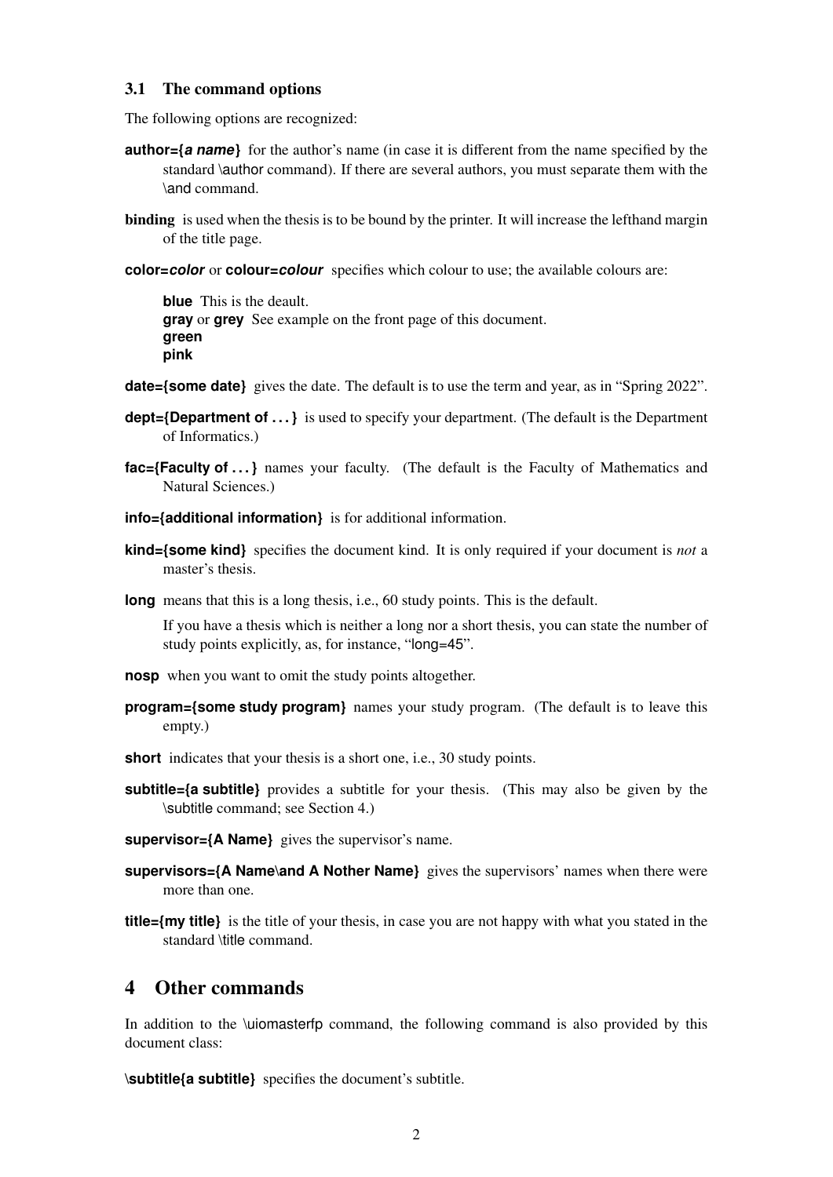### 3.1 The command options

The following options are recognized:

**author={*a name*}** for the author's name (in case it is different from the name specified by the standard \author command). If there are several authors, you must separate them with the \and command.

**binding** is used when the thesis is to be bound by the printer. It will increase the lefthand margin of the title page.

**color=*color*** or **colour=*colour*** specifies which colour to use; the available colours are:

> **blue** This is the deault.
> **gray** or **grey** See example on the front page of this document.
> **green**
> **pink**

**date={some date}** gives the date. The default is to use the term and year, as in "Spring 2022".

**dept={Department of . . . }** is used to specify your department. (The default is the Department of Informatics.)

**fac={Faculty of . . . }** names your faculty. (The default is the Faculty of Mathematics and Natural Sciences.)

**info={additional information}** is for additional information.

**kind={some kind}** specifies the document kind. It is only required if your document is *not* a master's thesis.

**long** means that this is a long thesis, i.e., 60 study points. This is the default.

If you have a thesis which is neither a long nor a short thesis, you can state the number of study points explicitly, as, for instance, "long=45".

**nosp** when you want to omit the study points altogether.

**program={some study program}** names your study program. (The default is to leave this empty.)

**short** indicates that your thesis is a short one, i.e., 30 study points.

**subtitle={a subtitle}** provides a subtitle for your thesis. (This may also be given by the \subtitle command; see Section 4.)

**supervisor={A Name}** gives the supervisor's name.

**supervisors={A Name\and A Nother Name}** gives the supervisors' names when there were more than one.

**title={my title}** is the title of your thesis, in case you are not happy with what you stated in the standard \title command.

## 4 Other commands

In addition to the \uiomasterfp command, the following command is also provided by this document class:

**\subtitle{a subtitle}** specifies the document's subtitle.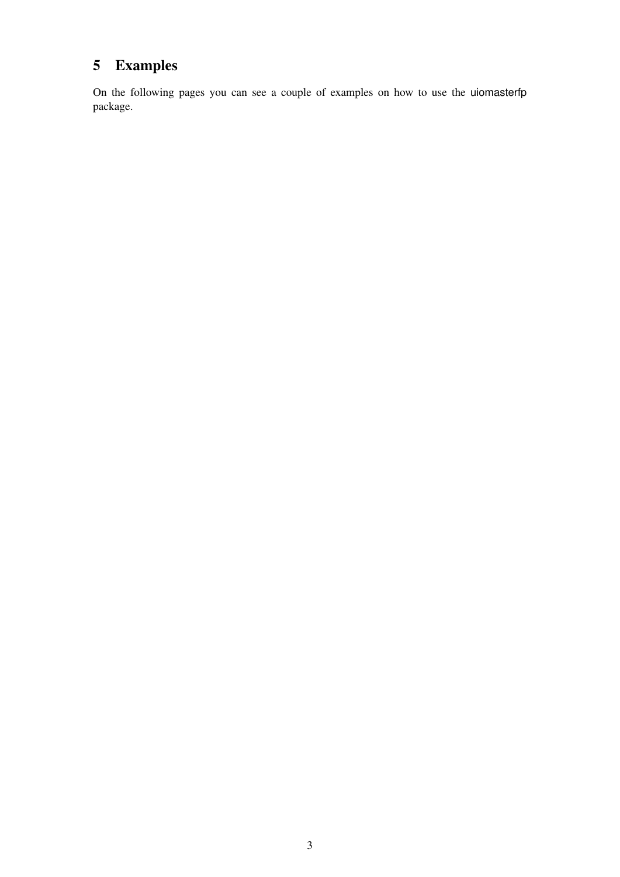## 5 Examples

On the following pages you can see a couple of examples on how to use the uiomasterfp package.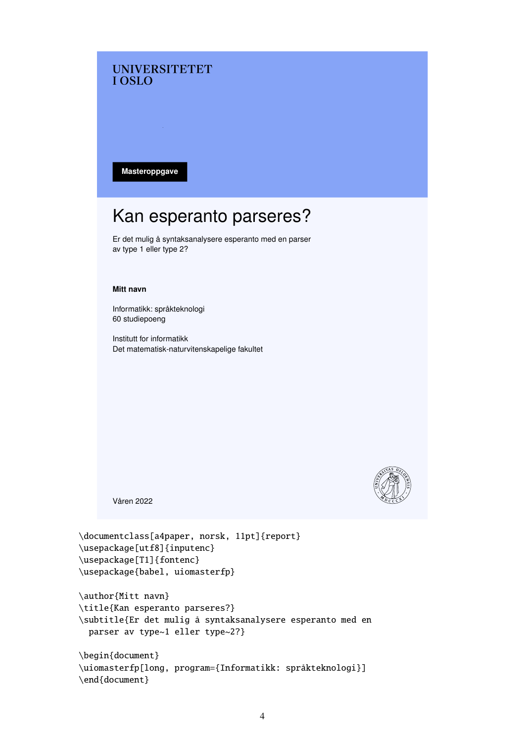UNIVERSITETET
I OSLO

**Masteroppgave**

# Kan esperanto parseres?

Er det mulig å syntaksanalysere esperanto med en parser
av type 1 eller type 2?

**Mitt navn**

Informatikk: språkteknologi
60 studiepoeng

Institutt for informatikk
Det matematisk-naturvitenskapelige fakultet

Våren 2022

```
\documentclass[a4paper, norsk, 11pt]{report}
\usepackage[utf8]{inputenc}
\usepackage[T1]{fontenc}
\usepackage{babel, uiomasterfp}

\author{Mitt navn}
\title{Kan esperanto parseres?}
\subtitle{Er det mulig å syntaksanalysere esperanto med en
  parser av type~1 eller type~2?}

\begin{document}
\uiomasterfp[long, program={Informatikk: språkteknologi}]
\end{document}
```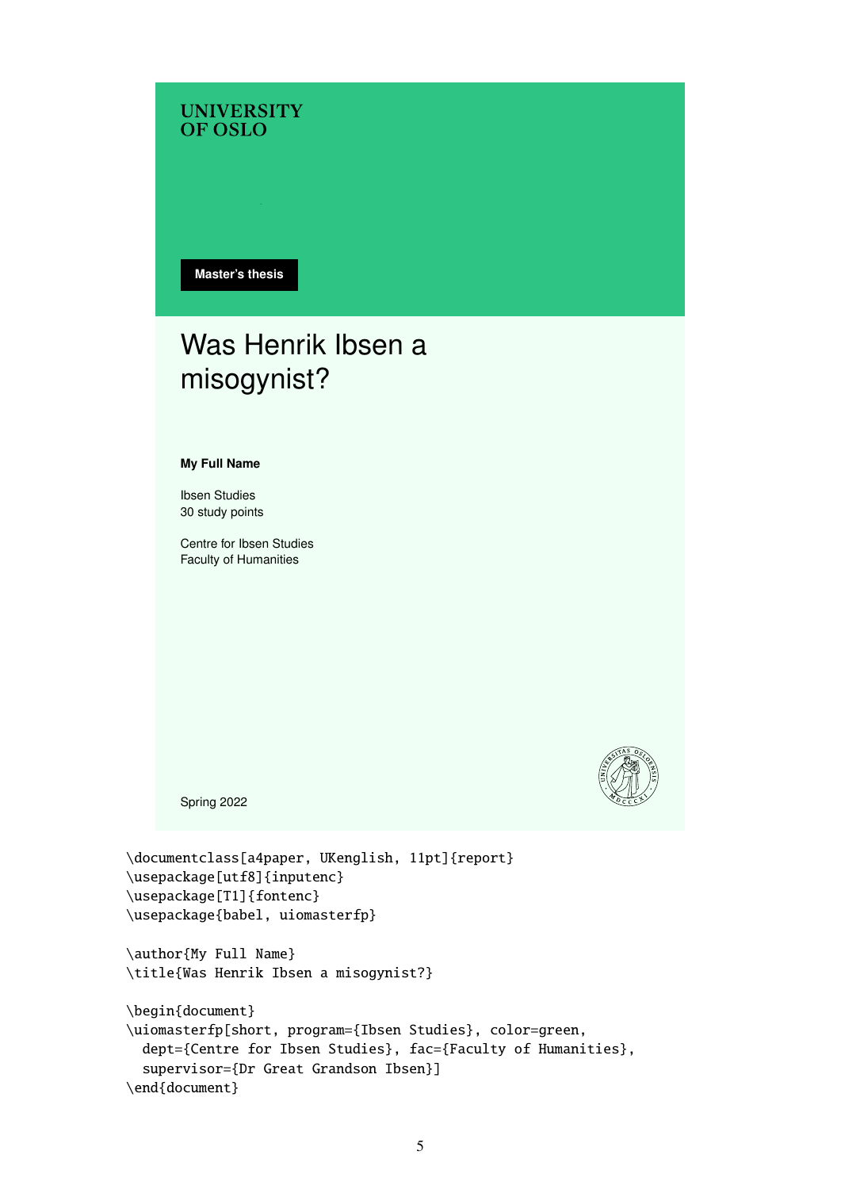UNIVERSITY
OF OSLO

Master's thesis

Was Henrik Ibsen a
misogynist?

**My Full Name**

Ibsen Studies
30 study points

Centre for Ibsen Studies
Faculty of Humanities

Spring 2022

```
\documentclass[a4paper, UKenglish, 11pt]{report}
\usepackage[utf8]{inputenc}
\usepackage[T1]{fontenc}
\usepackage{babel, uiomasterfp}

\author{My Full Name}
\title{Was Henrik Ibsen a misogynist?}

\begin{document}
\uiomasterfp[short, program={Ibsen Studies}, color=green,
  dept={Centre for Ibsen Studies}, fac={Faculty of Humanities},
  supervisor={Dr Great Grandson Ibsen}]
\end{document}
```